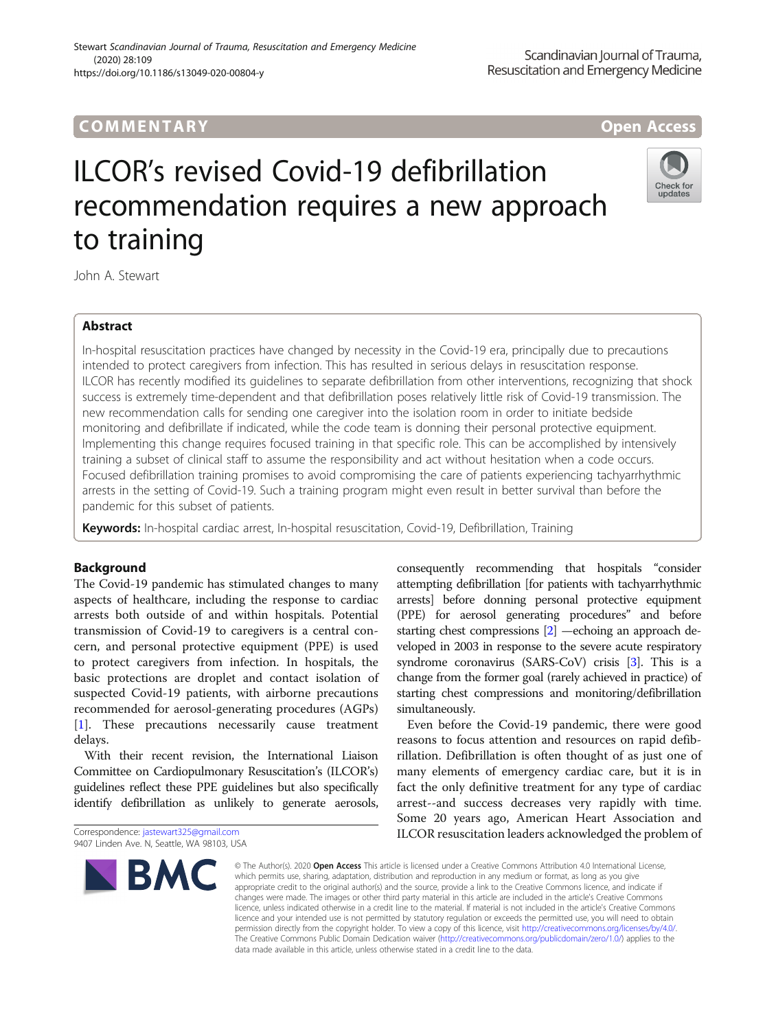COMMENTARY

Open Access

# ILCOR's revised Covid-19 defibrillation recommendation requires a new approach to training

John A. Stewart

## Abstract

In-hospital resuscitation practices have changed by necessity in the Covid-19 era, principally due to precautions intended to protect caregivers from infection. This has resulted in serious delays in resuscitation response. ILCOR has recently modified its guidelines to separate defibrillation from other interventions, recognizing that shock success is extremely time-dependent and that defibrillation poses relatively little risk of Covid-19 transmission. The new recommendation calls for sending one caregiver into the isolation room in order to initiate bedside monitoring and defibrillate if indicated, while the code team is donning their personal protective equipment. Implementing this change requires focused training in that specific role. This can be accomplished by intensively training a subset of clinical staff to assume the responsibility and act without hesitation when a code occurs. Focused defibrillation training promises to avoid compromising the care of patients experiencing tachyarrhythmic arrests in the setting of Covid-19. Such a training program might even result in better survival than before the pandemic for this subset of patients.

**Keywords:** In-hospital cardiac arrest, In-hospital resuscitation, Covid-19, Defibrillation, Training

## Background

The Covid-19 pandemic has stimulated changes to many aspects of healthcare, including the response to cardiac arrests both outside of and within hospitals. Potential transmission of Covid-19 to caregivers is a central concern, and personal protective equipment (PPE) is used to protect caregivers from infection. In hospitals, the basic protections are droplet and contact isolation of suspected Covid-19 patients, with airborne precautions recommended for aerosol-generating procedures (AGPs) [1]. These precautions necessarily cause treatment delays.

With their recent revision, the International Liaison Committee on Cardiopulmonary Resuscitation's (ILCOR's) guidelines reflect these PPE guidelines but also specifically identify defibrillation as unlikely to generate aerosols, consequently recommending that hospitals "consider attempting defibrillation [for patients with tachyarrhythmic arrests] before donning personal protective equipment (PPE) for aerosol generating procedures" and before starting chest compressions [2] —echoing an approach developed in 2003 in response to the severe acute respiratory syndrome coronavirus (SARS-CoV) crisis [3]. This is a change from the former goal (rarely achieved in practice) of starting chest compressions and monitoring/defibrillation simultaneously.

Even before the Covid-19 pandemic, there were good reasons to focus attention and resources on rapid defibrillation. Defibrillation is often thought of as just one of many elements of emergency cardiac care, but it is in fact the only definitive treatment for any type of cardiac arrest--and success decreases very rapidly with time. Some 20 years ago, American Heart Association and ILCOR resuscitation leaders acknowledged the problem of

Correspondence: jastewart325@gmail.com
9407 Linden Ave. N, Seattle, WA 98103, USA

© The Author(s). 2020 **Open Access** This article is licensed under a Creative Commons Attribution 4.0 International License, which permits use, sharing, adaptation, distribution and reproduction in any medium or format, as long as you give appropriate credit to the original author(s) and the source, provide a link to the Creative Commons licence, and indicate if changes were made. The images or other third party material in this article are included in the article's Creative Commons licence, unless indicated otherwise in a credit line to the material. If material is not included in the article's Creative Commons licence and your intended use is not permitted by statutory regulation or exceeds the permitted use, you will need to obtain permission directly from the copyright holder. To view a copy of this licence, visit http://creativecommons.org/licenses/by/4.0/. The Creative Commons Public Domain Dedication waiver (http://creativecommons.org/publicdomain/zero/1.0/) applies to the data made available in this article, unless otherwise stated in a credit line to the data.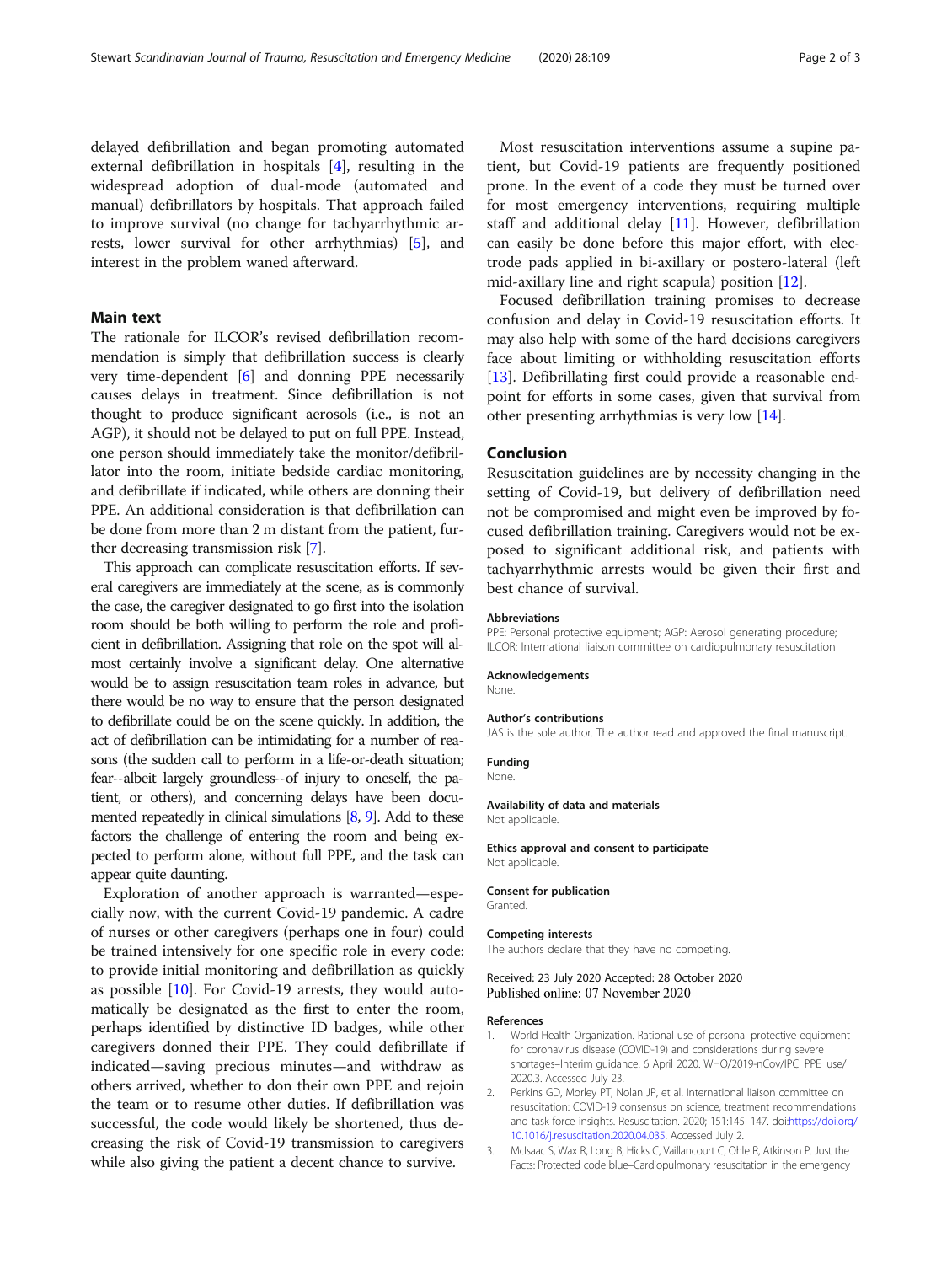delayed defibrillation and began promoting automated external defibrillation in hospitals [4], resulting in the widespread adoption of dual-mode (automated and manual) defibrillators by hospitals. That approach failed to improve survival (no change for tachyarrhythmic arrests, lower survival for other arrhythmias) [5], and interest in the problem waned afterward.

## Main text

The rationale for ILCOR's revised defibrillation recommendation is simply that defibrillation success is clearly very time-dependent [6] and donning PPE necessarily causes delays in treatment. Since defibrillation is not thought to produce significant aerosols (i.e., is not an AGP), it should not be delayed to put on full PPE. Instead, one person should immediately take the monitor/defibrillator into the room, initiate bedside cardiac monitoring, and defibrillate if indicated, while others are donning their PPE. An additional consideration is that defibrillation can be done from more than 2 m distant from the patient, further decreasing transmission risk [7].

This approach can complicate resuscitation efforts. If several caregivers are immediately at the scene, as is commonly the case, the caregiver designated to go first into the isolation room should be both willing to perform the role and proficient in defibrillation. Assigning that role on the spot will almost certainly involve a significant delay. One alternative would be to assign resuscitation team roles in advance, but there would be no way to ensure that the person designated to defibrillate could be on the scene quickly. In addition, the act of defibrillation can be intimidating for a number of reasons (the sudden call to perform in a life-or-death situation; fear--albeit largely groundless--of injury to oneself, the patient, or others), and concerning delays have been documented repeatedly in clinical simulations [8, 9]. Add to these factors the challenge of entering the room and being expected to perform alone, without full PPE, and the task can appear quite daunting.

Exploration of another approach is warranted—especially now, with the current Covid-19 pandemic. A cadre of nurses or other caregivers (perhaps one in four) could be trained intensively for one specific role in every code: to provide initial monitoring and defibrillation as quickly as possible [10]. For Covid-19 arrests, they would automatically be designated as the first to enter the room, perhaps identified by distinctive ID badges, while other caregivers donned their PPE. They could defibrillate if indicated—saving precious minutes—and withdraw as others arrived, whether to don their own PPE and rejoin the team or to resume other duties. If defibrillation was successful, the code would likely be shortened, thus decreasing the risk of Covid-19 transmission to caregivers while also giving the patient a decent chance to survive.

Most resuscitation interventions assume a supine patient, but Covid-19 patients are frequently positioned prone. In the event of a code they must be turned over for most emergency interventions, requiring multiple staff and additional delay [11]. However, defibrillation can easily be done before this major effort, with electrode pads applied in bi-axillary or postero-lateral (left mid-axillary line and right scapula) position [12].

Focused defibrillation training promises to decrease confusion and delay in Covid-19 resuscitation efforts. It may also help with some of the hard decisions caregivers face about limiting or withholding resuscitation efforts [13]. Defibrillating first could provide a reasonable endpoint for efforts in some cases, given that survival from other presenting arrhythmias is very low [14].

## Conclusion

Resuscitation guidelines are by necessity changing in the setting of Covid-19, but delivery of defibrillation need not be compromised and might even be improved by focused defibrillation training. Caregivers would not be exposed to significant additional risk, and patients with tachyarrhythmic arrests would be given their first and best chance of survival.

#### Abbreviations

PPE: Personal protective equipment; AGP: Aerosol generating procedure; ILCOR: International liaison committee on cardiopulmonary resuscitation

#### Acknowledgements

None.

#### Author's contributions

JAS is the sole author. The author read and approved the final manuscript.

#### Funding

None.

#### Availability of data and materials

Not applicable.

#### Ethics approval and consent to participate

Not applicable.

#### Consent for publication

Granted.

#### Competing interests

The authors declare that they have no competing.

Received: 23 July 2020 Accepted: 28 October 2020
Published online: 07 November 2020

#### References

1. World Health Organization. Rational use of personal protective equipment for coronavirus disease (COVID-19) and considerations during severe shortages–Interim guidance. 6 April 2020. WHO/2019-nCov/IPC_PPE_use/2020.3. Accessed July 23.
2. Perkins GD, Morley PT, Nolan JP, et al. International liaison committee on resuscitation: COVID-19 consensus on science, treatment recommendations and task force insights. Resuscitation. 2020; 151:145–147. doi:https://doi.org/10.1016/j.resuscitation.2020.04.035. Accessed July 2.
3. McIsaac S, Wax R, Long B, Hicks C, Vaillancourt C, Ohle R, Atkinson P. Just the Facts: Protected code blue–Cardiopulmonary resuscitation in the emergency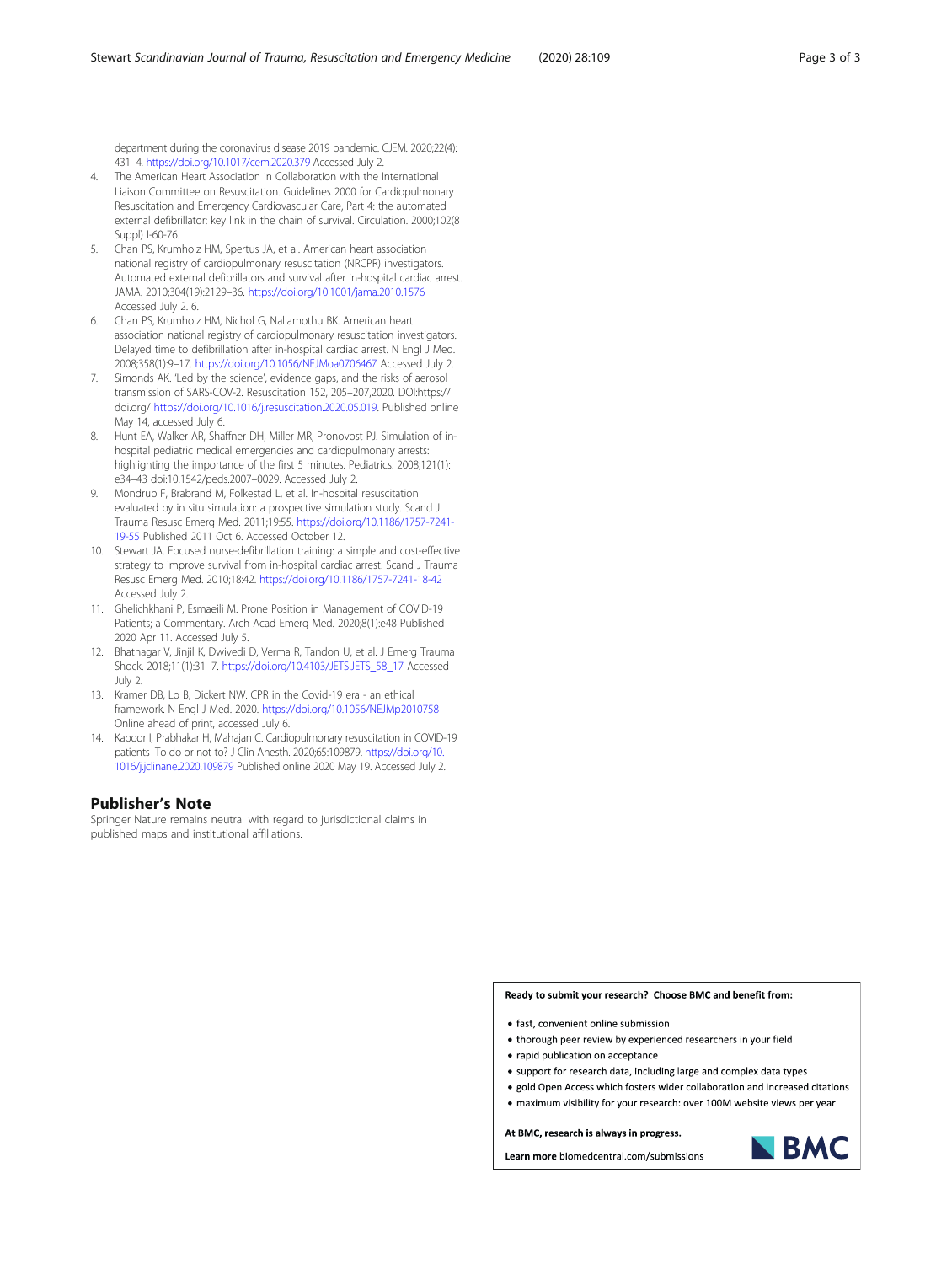department during the coronavirus disease 2019 pandemic. CJEM. 2020;22(4): 431–4. https://doi.org/10.1017/cem.2020.379 Accessed July 2.

4. The American Heart Association in Collaboration with the International Liaison Committee on Resuscitation. Guidelines 2000 for Cardiopulmonary Resuscitation and Emergency Cardiovascular Care, Part 4: the automated external defibrillator: key link in the chain of survival. Circulation. 2000;102(8 Suppl) I-60-76.
5. Chan PS, Krumholz HM, Spertus JA, et al. American heart association national registry of cardiopulmonary resuscitation (NRCPR) investigators. Automated external defibrillators and survival after in-hospital cardiac arrest. JAMA. 2010;304(19):2129–36. https://doi.org/10.1001/jama.2010.1576 Accessed July 2. 6.
6. Chan PS, Krumholz HM, Nichol G, Nallamothu BK. American heart association national registry of cardiopulmonary resuscitation investigators. Delayed time to defibrillation after in-hospital cardiac arrest. N Engl J Med. 2008;358(1):9–17. https://doi.org/10.1056/NEJMoa0706467 Accessed July 2.
7. Simonds AK. 'Led by the science', evidence gaps, and the risks of aerosol transmission of SARS-COV-2. Resuscitation 152, 205–207,2020. DOI:https:// doi.org/ https://doi.org/10.1016/j.resuscitation.2020.05.019. Published online May 14, accessed July 6.
8. Hunt EA, Walker AR, Shaffner DH, Miller MR, Pronovost PJ. Simulation of in-hospital pediatric medical emergencies and cardiopulmonary arrests: highlighting the importance of the first 5 minutes. Pediatrics. 2008;121(1): e34–43 doi:10.1542/peds.2007–0029. Accessed July 2.
9. Mondrup F, Brabrand M, Folkestad L, et al. In-hospital resuscitation evaluated by in situ simulation: a prospective simulation study. Scand J Trauma Resusc Emerg Med. 2011;19:55. https://doi.org/10.1186/1757-7241-19-55 Published 2011 Oct 6. Accessed October 12.
10. Stewart JA. Focused nurse-defibrillation training: a simple and cost-effective strategy to improve survival from in-hospital cardiac arrest. Scand J Trauma Resusc Emerg Med. 2010;18:42. https://doi.org/10.1186/1757-7241-18-42 Accessed July 2.
11. Ghelichkhani P, Esmaeili M. Prone Position in Management of COVID-19 Patients; a Commentary. Arch Acad Emerg Med. 2020;8(1):e48 Published 2020 Apr 11. Accessed July 5.
12. Bhatnagar V, Jinjil K, Dwivedi D, Verma R, Tandon U, et al. J Emerg Trauma Shock. 2018;11(1):31–7. https://doi.org/10.4103/JETS.JETS_58_17 Accessed July 2.
13. Kramer DB, Lo B, Dickert NW. CPR in the Covid-19 era - an ethical framework. N Engl J Med. 2020. https://doi.org/10.1056/NEJMp2010758 Online ahead of print, accessed July 6.
14. Kapoor I, Prabhakar H, Mahajan C. Cardiopulmonary resuscitation in COVID-19 patients–To do or not to? J Clin Anesth. 2020;65:109879. https://doi.org/10.1016/j.jclinane.2020.109879 Published online 2020 May 19. Accessed July 2.

## Publisher's Note

Springer Nature remains neutral with regard to jurisdictional claims in published maps and institutional affiliations.

**Ready to submit your research? Choose BMC and benefit from:**

- fast, convenient online submission
- thorough peer review by experienced researchers in your field
- rapid publication on acceptance
- support for research data, including large and complex data types
- gold Open Access which fosters wider collaboration and increased citations
- maximum visibility for your research: over 100M website views per year

**At BMC, research is always in progress.**

**Learn more** biomedcentral.com/submissions

BMC